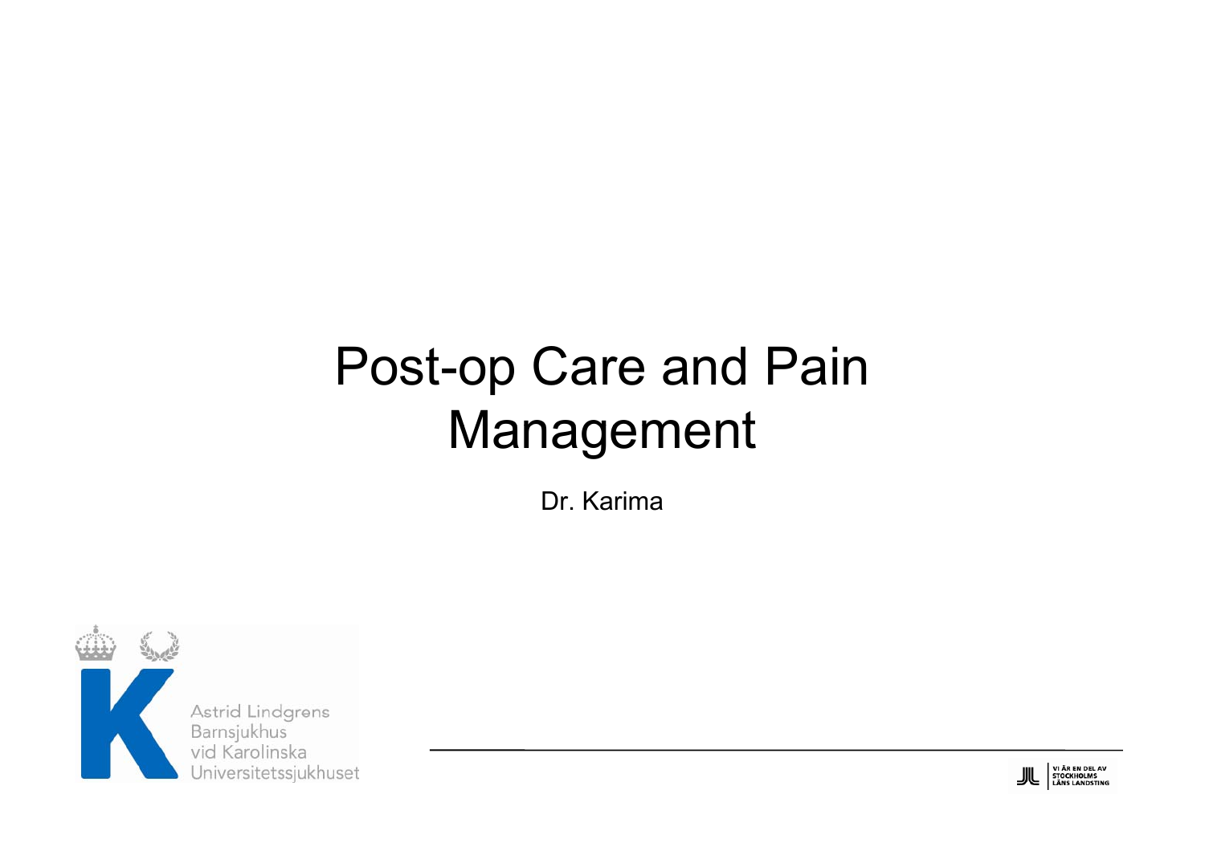# Post-op Care and Pain Management

Dr. Karima

Astrid Lindgrens Barnsjukhus vid Karolinska Universitetssjukhuset

VI ÄR EN DEL AV STOCKHOLMS LÄNS LANDSTING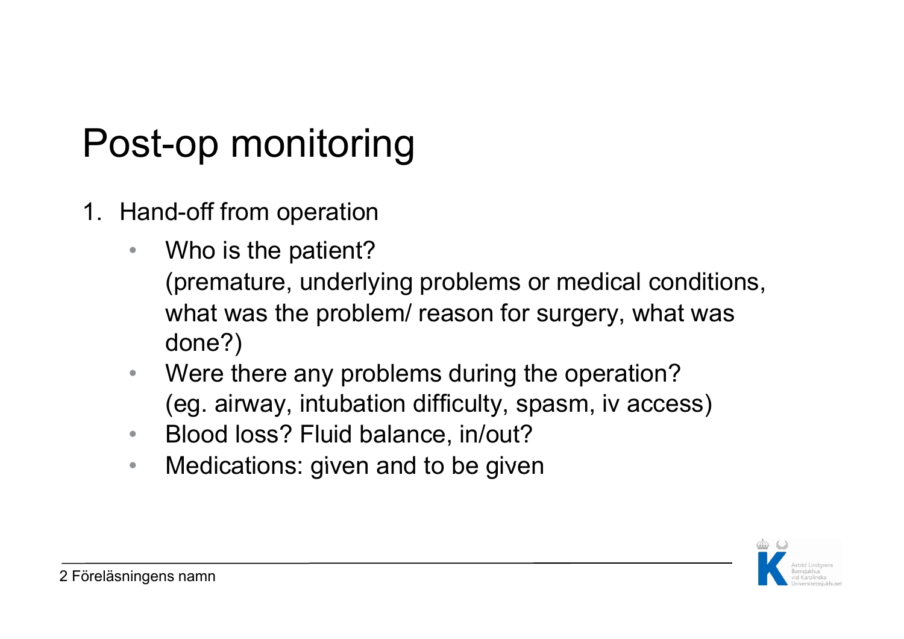# Post-op monitoring

1. Hand-off from operation
    - Who is the patient?
      (premature, underlying problems or medical conditions, what was the problem/ reason for surgery, what was done?)
    - Were there any problems during the operation?
      (eg. airway, intubation difficulty, spasm, iv access)
    - Blood loss? Fluid balance, in/out?
    - Medications: given and to be given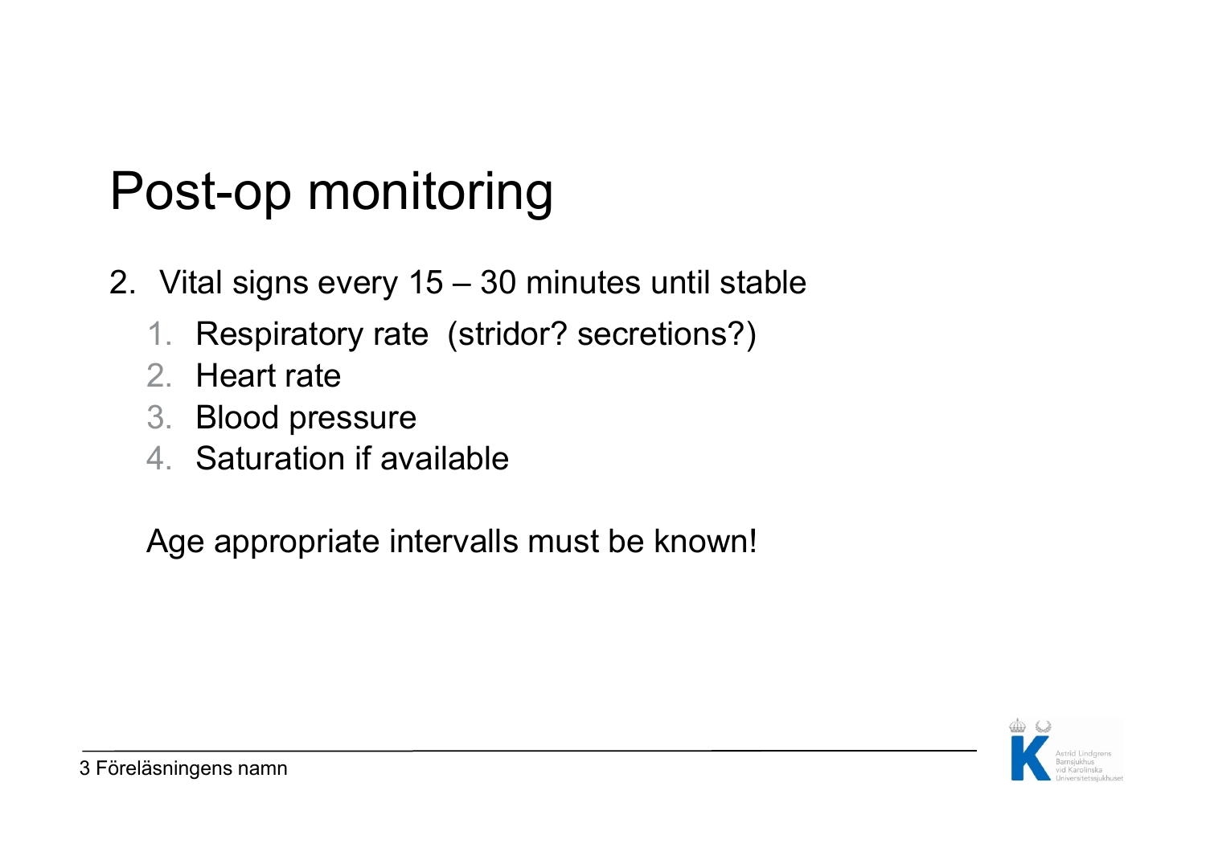# Post-op monitoring

2. Vital signs every 15 – 30 minutes until stable
   1. Respiratory rate (stridor? secretions?)
   2. Heart rate
   3. Blood pressure
   4. Saturation if available

   Age appropriate intervalls must be known!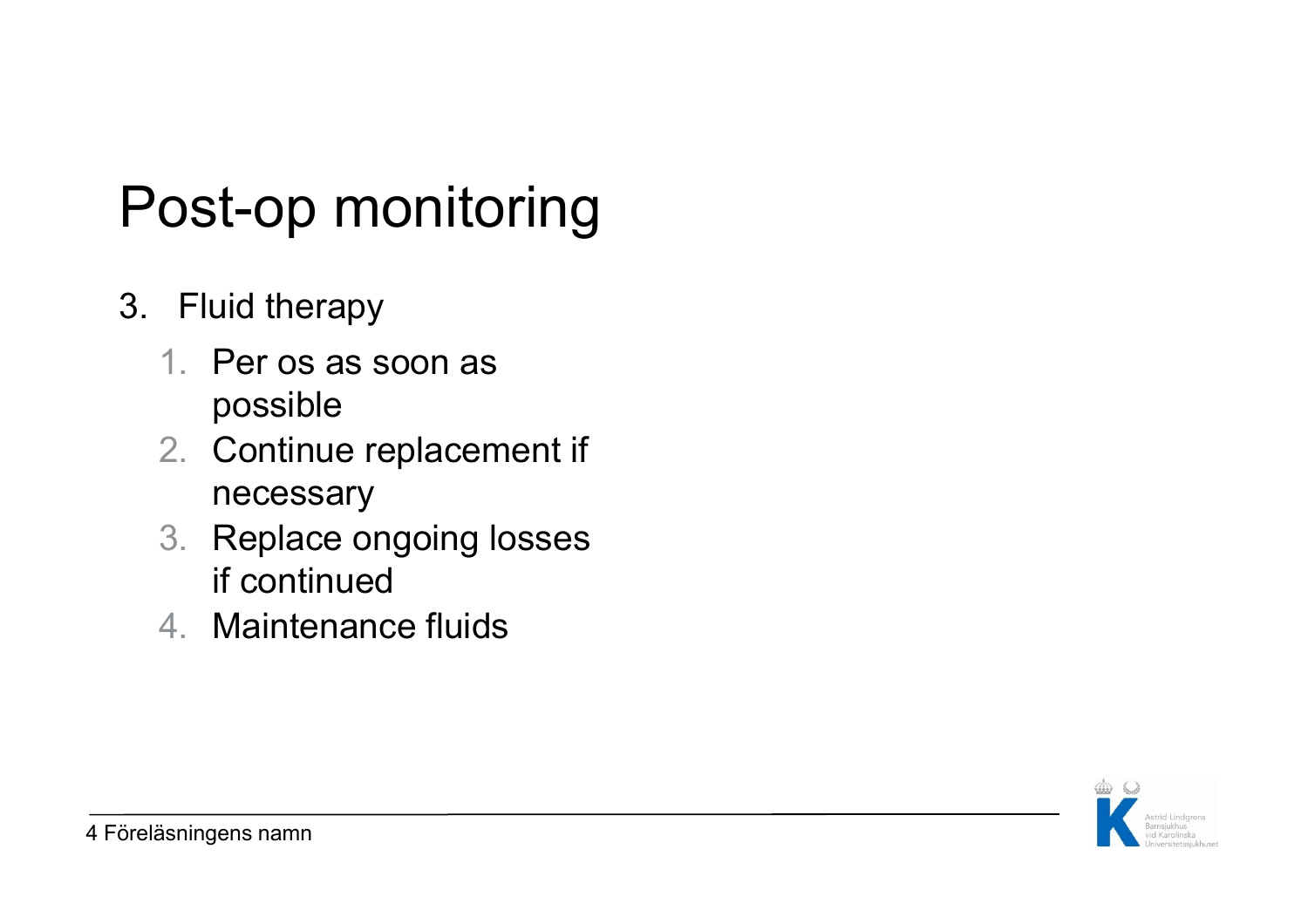# Post-op monitoring

3. Fluid therapy
   1. Per os as soon as possible
   2. Continue replacement if necessary
   3. Replace ongoing losses if continued
   4. Maintenance fluids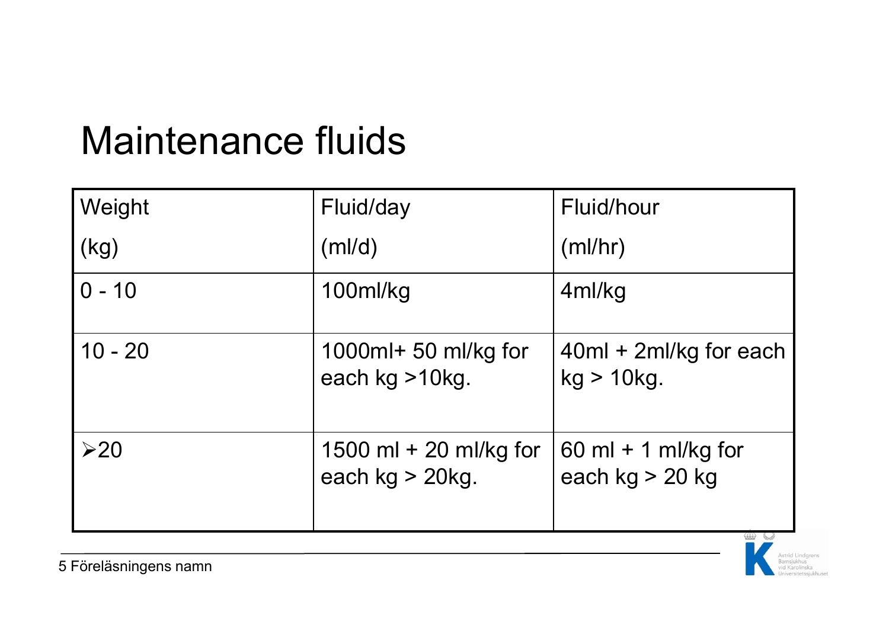# Maintenance fluids

| Weight (kg) | Fluid/day (ml/d) | Fluid/hour (ml/hr) |
|---|---|---|
| 0 - 10 | 100ml/kg | 4ml/kg |
| 10 - 20 | 1000ml+ 50 ml/kg for each kg >10kg. | 40ml + 2ml/kg for each kg > 10kg. |
| ➢20 | 1500 ml + 20 ml/kg for each kg > 20kg. | 60 ml + 1 ml/kg for each kg > 20 kg |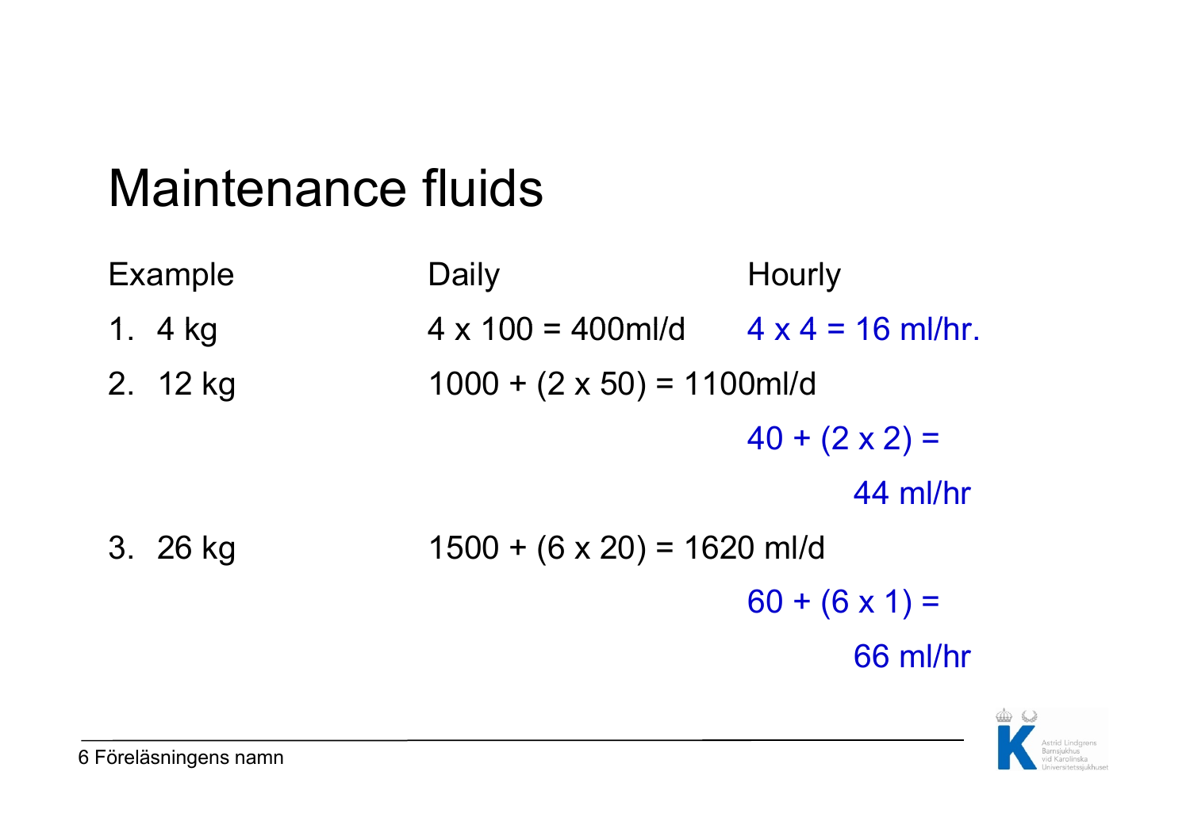# Maintenance fluids

| Example | Daily | Hourly |
| --- | --- | --- |
| 1. 4 kg | 4 x 100 = 400ml/d | 4 x 4 = 16 ml/hr. |
| 2. 12 kg | 1000 + (2 x 50) = 1100ml/d | 40 + (2 x 2) = 44 ml/hr |
| 3. 26 kg | 1500 + (6 x 20) = 1620 ml/d | 60 + (6 x 1) = 66 ml/hr |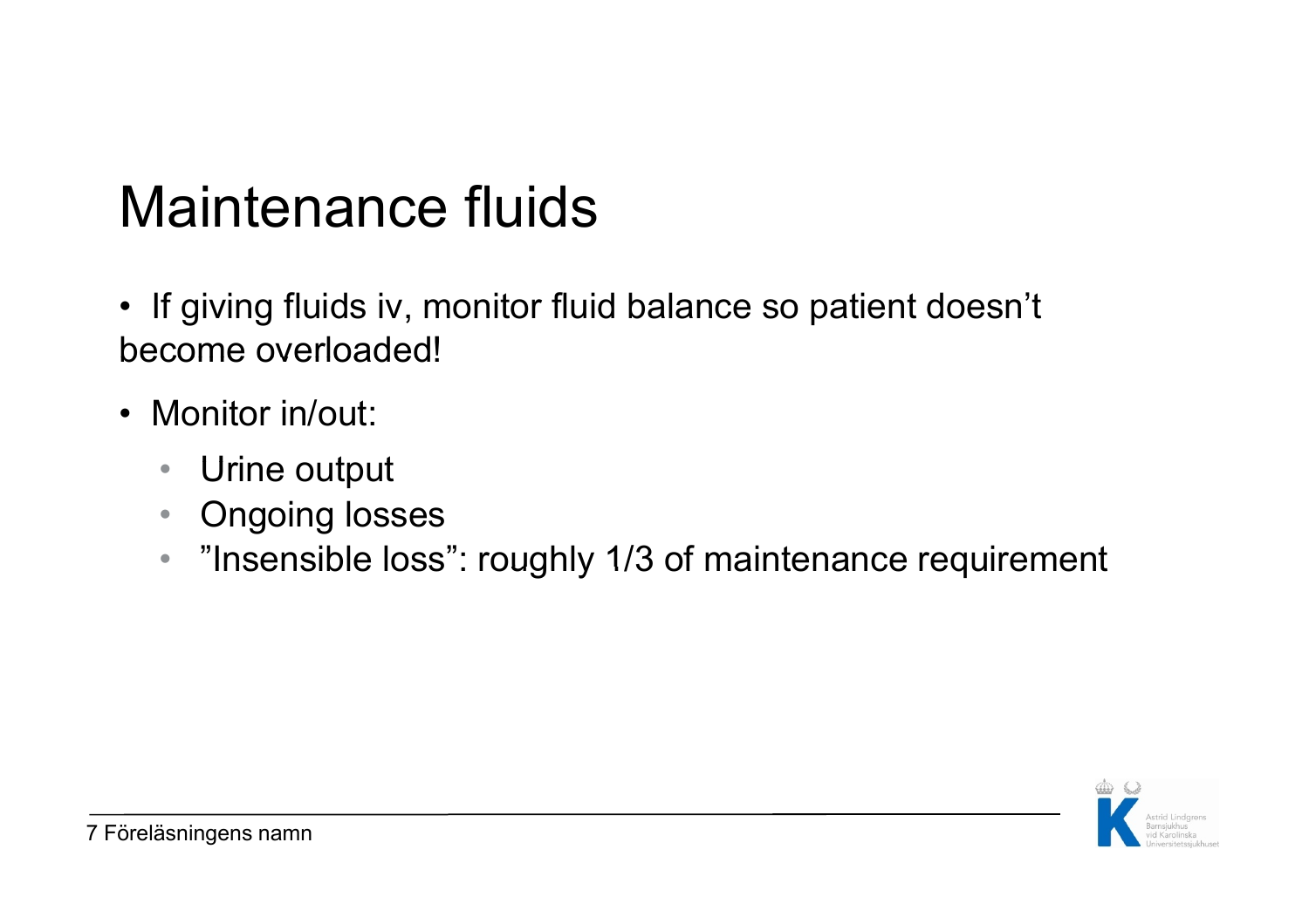# Maintenance fluids

- If giving fluids iv, monitor fluid balance so patient doesn’t become overloaded!
- Monitor in/out:
  - Urine output
  - Ongoing losses
  - ”Insensible loss”: roughly 1/3 of maintenance requirement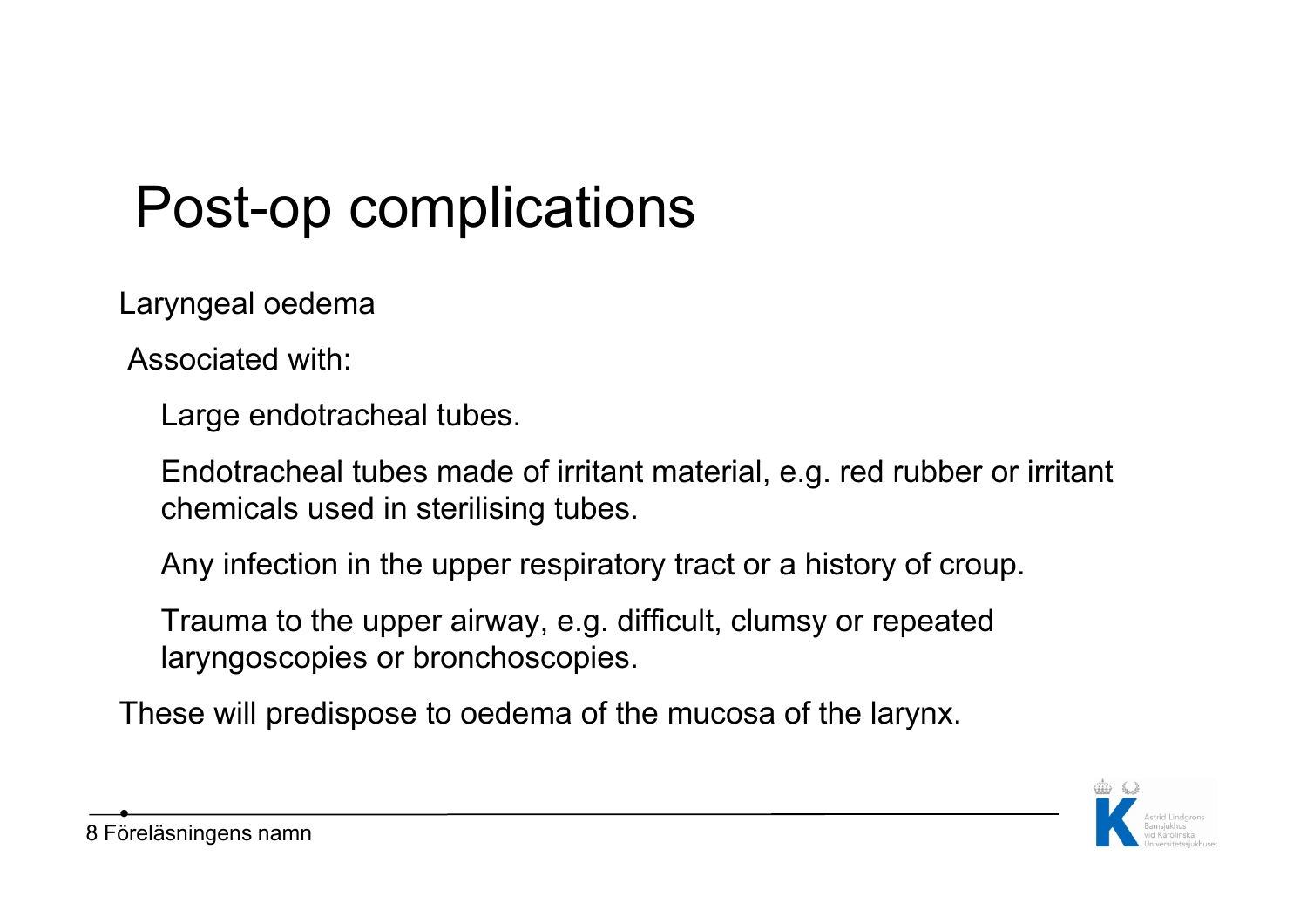# Post-op complications

Laryngeal oedema

Associated with:

- Large endotracheal tubes.
- Endotracheal tubes made of irritant material, e.g. red rubber or irritant chemicals used in sterilising tubes.
- Any infection in the upper respiratory tract or a history of croup.
- Trauma to the upper airway, e.g. difficult, clumsy or repeated laryngoscopies or bronchoscopies.

These will predispose to oedema of the mucosa of the larynx.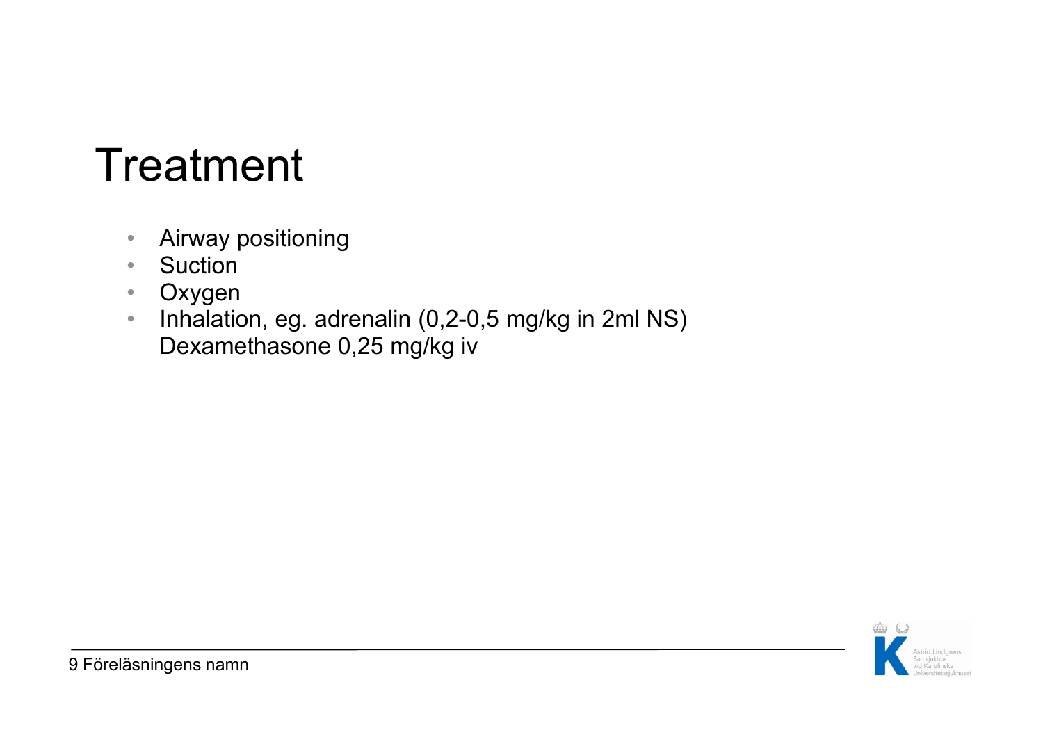# Treatment

- Airway positioning
- Suction
- Oxygen
- Inhalation, eg. adrenalin (0,2-0,5 mg/kg in 2ml NS)
  Dexamethasone 0,25 mg/kg iv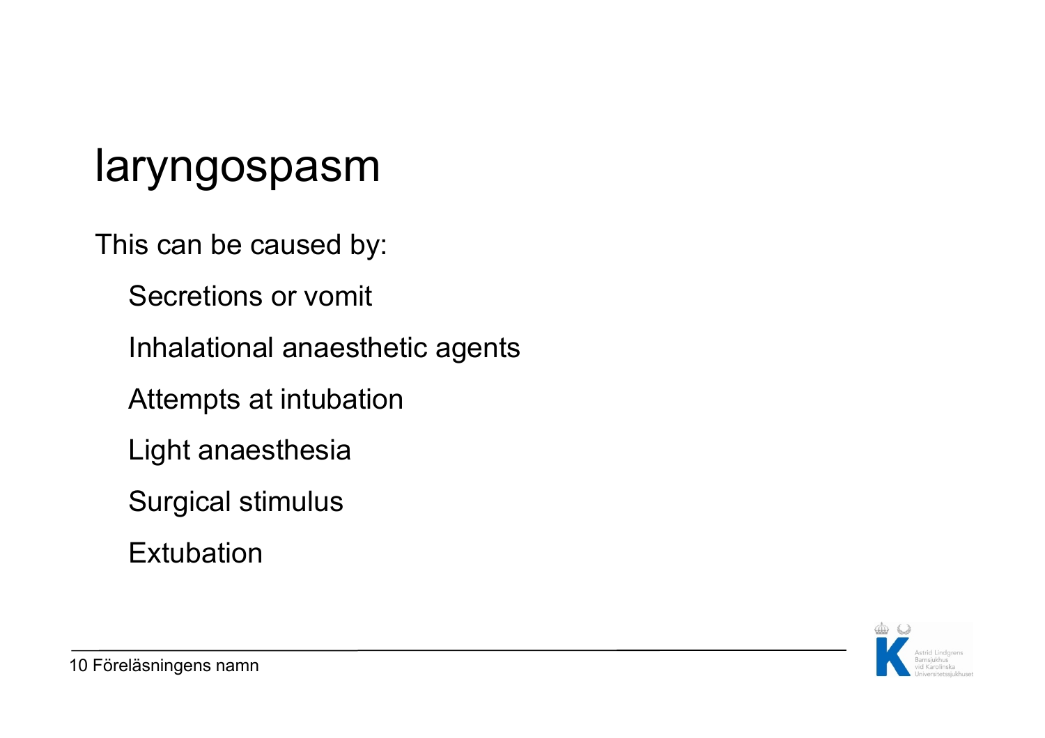# laryngospasm

This can be caused by:

- Secretions or vomit
- Inhalational anaesthetic agents
- Attempts at intubation
- Light anaesthesia
- Surgical stimulus
- Extubation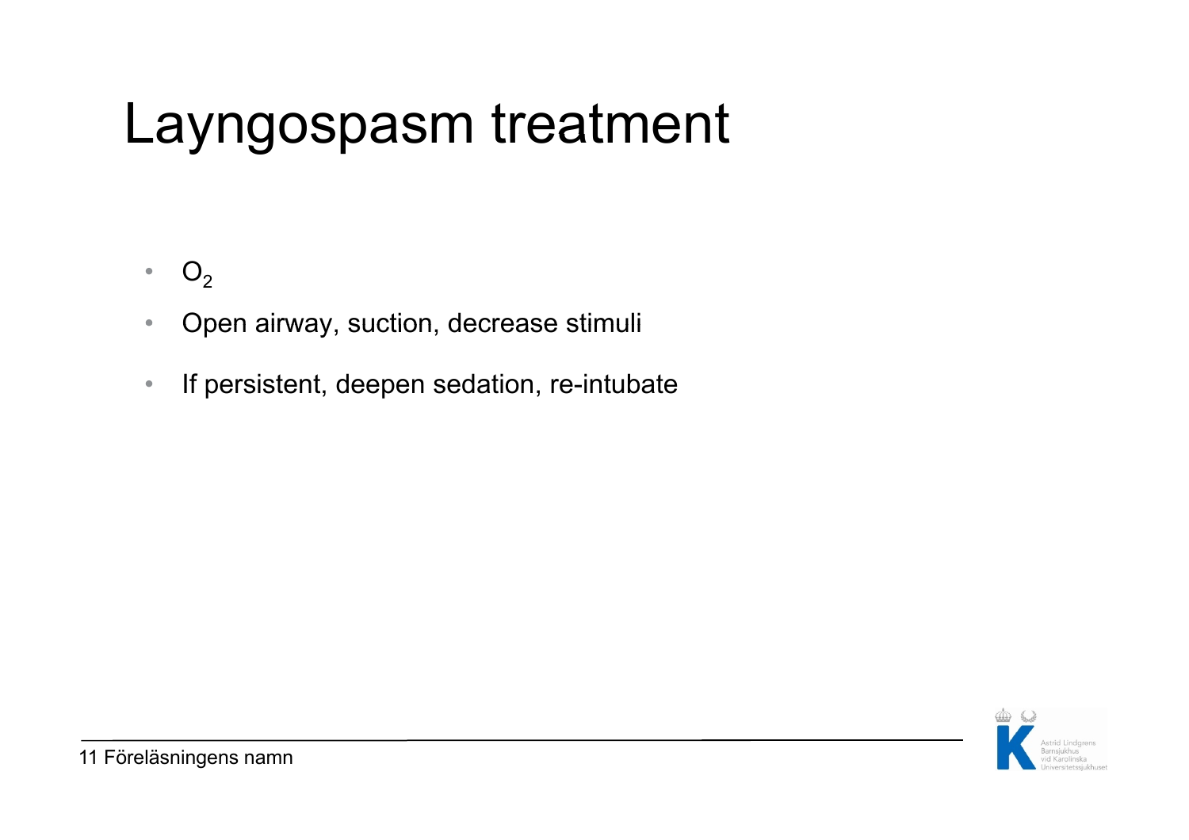# Layngospasm treatment

- $O_2$
- Open airway, suction, decrease stimuli
- If persistent, deepen sedation, re-intubate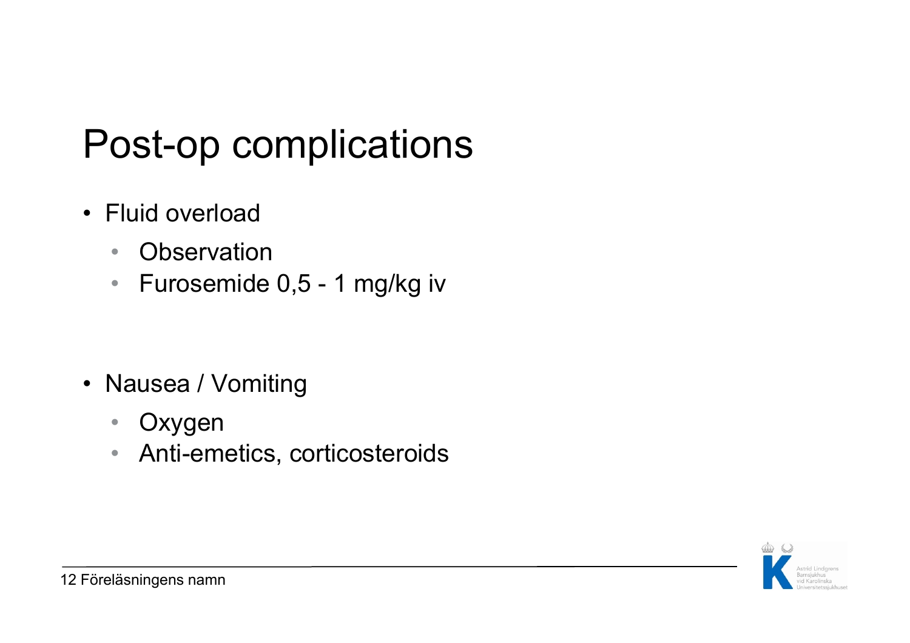# Post-op complications

- Fluid overload
  - Observation
  - Furosemide 0,5 - 1 mg/kg iv

- Nausea / Vomiting
  - Oxygen
  - Anti-emetics, corticosteroids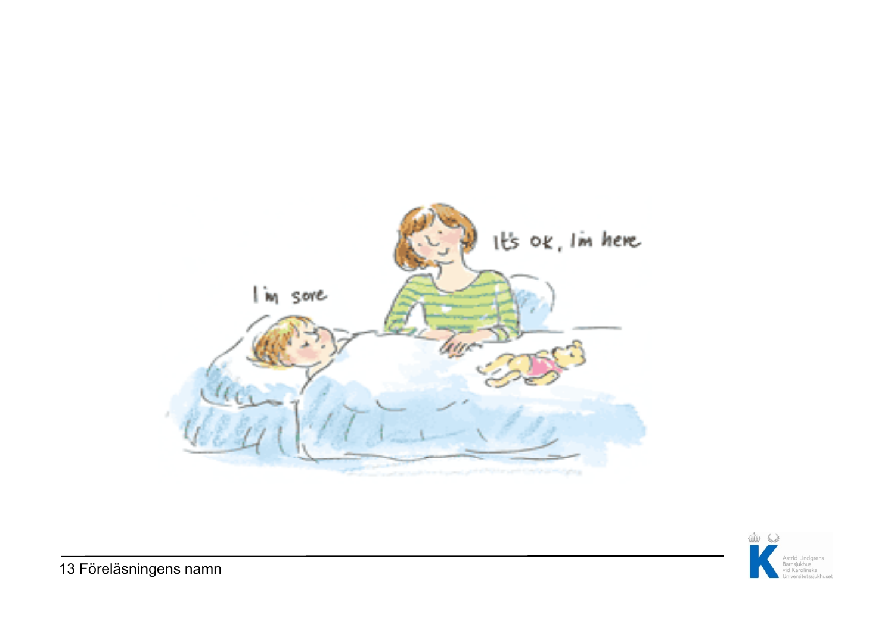I'm sore

It's ok, I'm here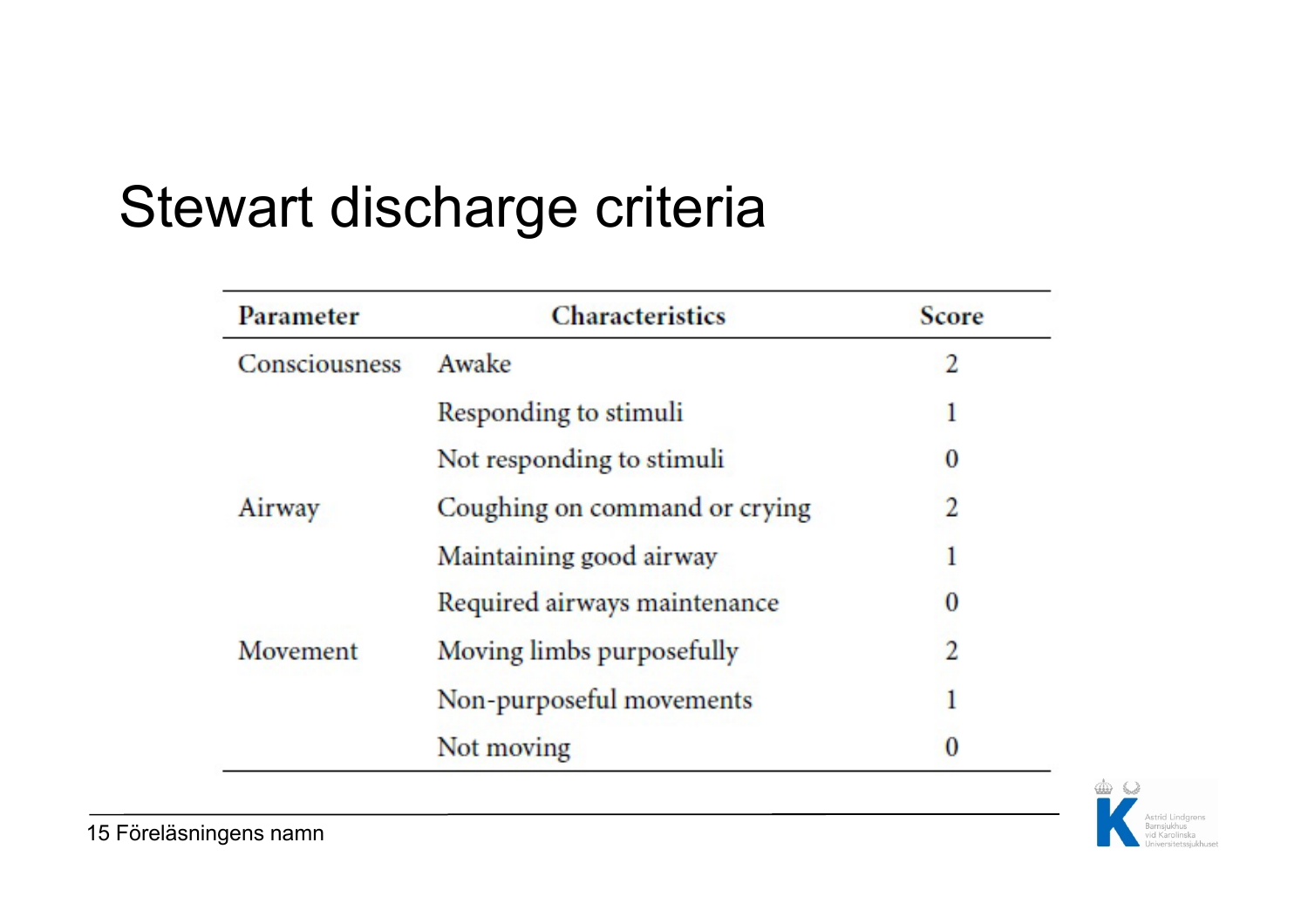# Stewart discharge criteria

| Parameter | Characteristics | Score |
|---|---|---|
| Consciousness | Awake | 2 |
| | Responding to stimuli | 1 |
| | Not responding to stimuli | 0 |
| Airway | Coughing on command or crying | 2 |
| | Maintaining good airway | 1 |
| | Required airways maintenance | 0 |
| Movement | Moving limbs purposefully | 2 |
| | Non-purposeful movements | 1 |
| | Not moving | 0 |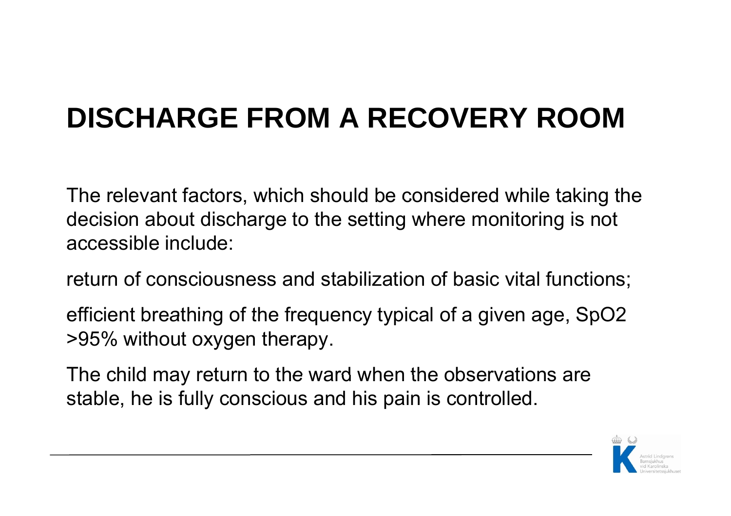# DISCHARGE FROM A RECOVERY ROOM

The relevant factors, which should be considered while taking the decision about discharge to the setting where monitoring is not accessible include:

return of consciousness and stabilization of basic vital functions;

efficient breathing of the frequency typical of a given age, $SpO_2$ >95% without oxygen therapy.

The child may return to the ward when the observations are stable, he is fully conscious and his pain is controlled.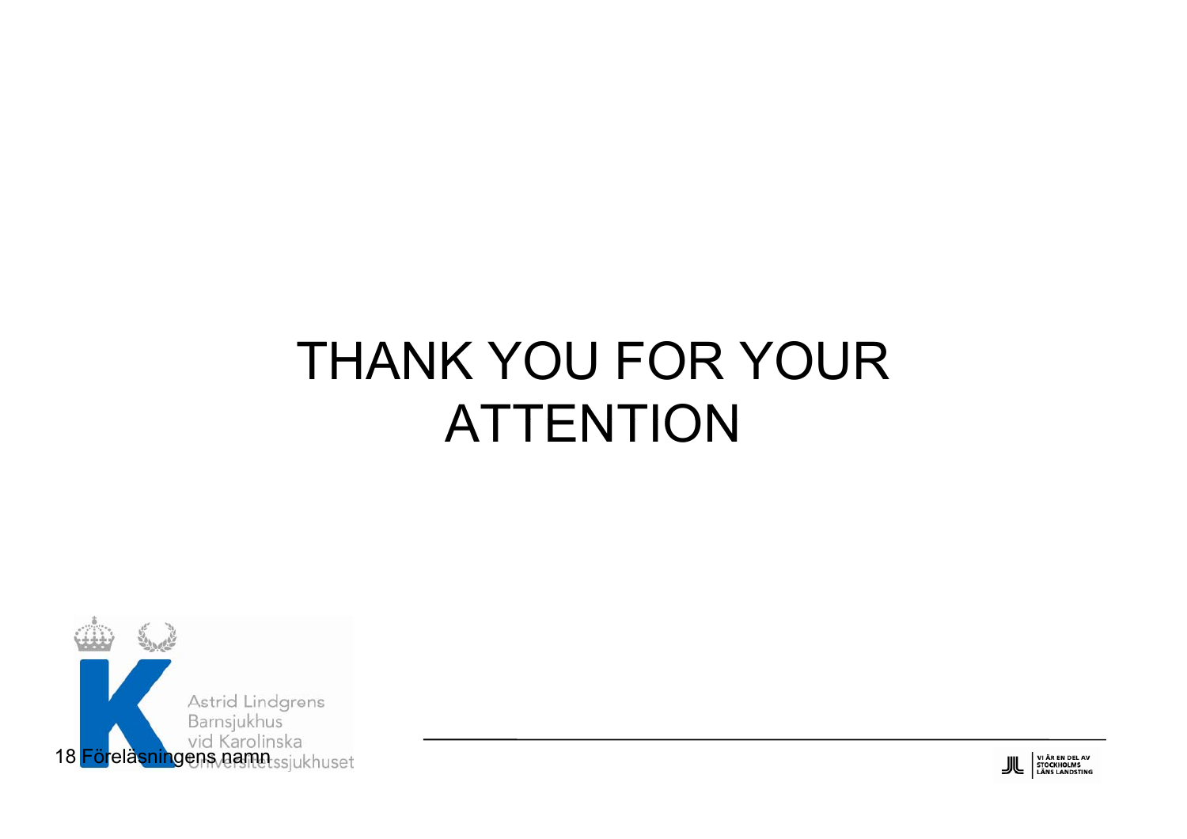# THANK YOU FOR YOUR ATTENTION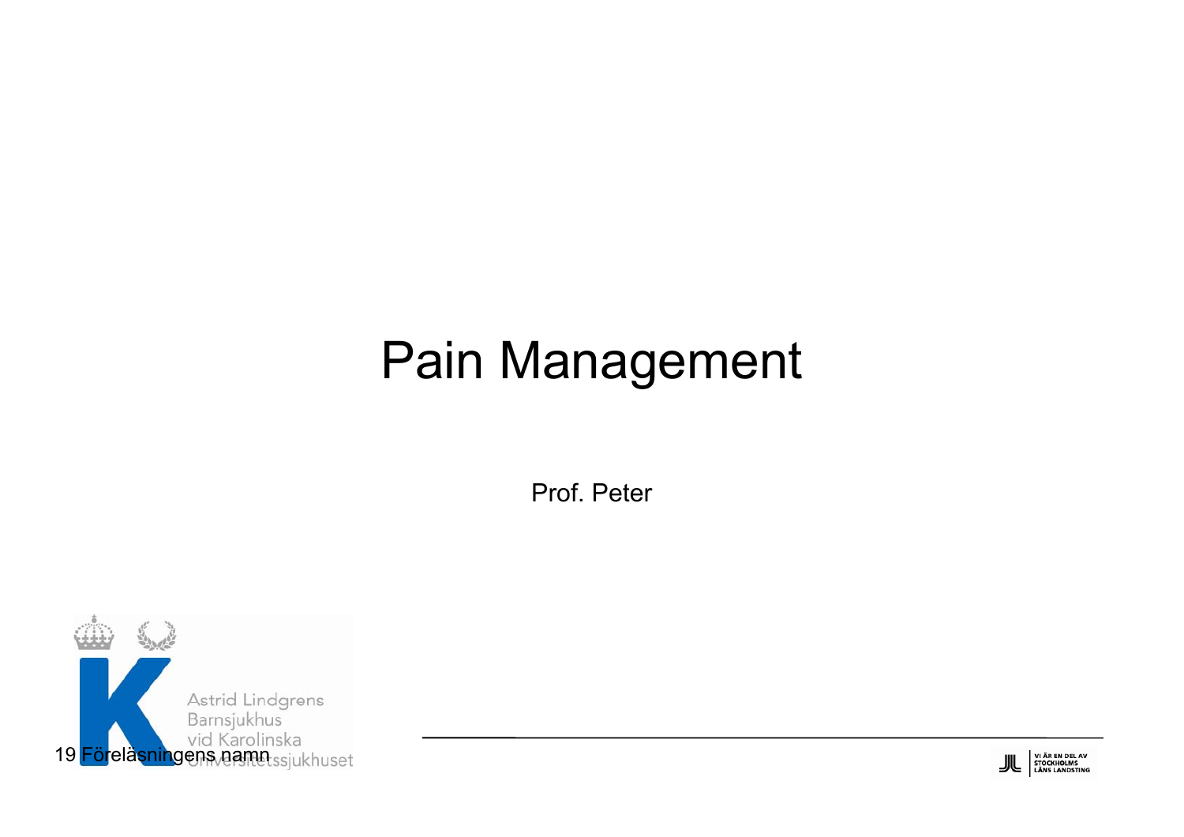# Pain Management

Prof. Peter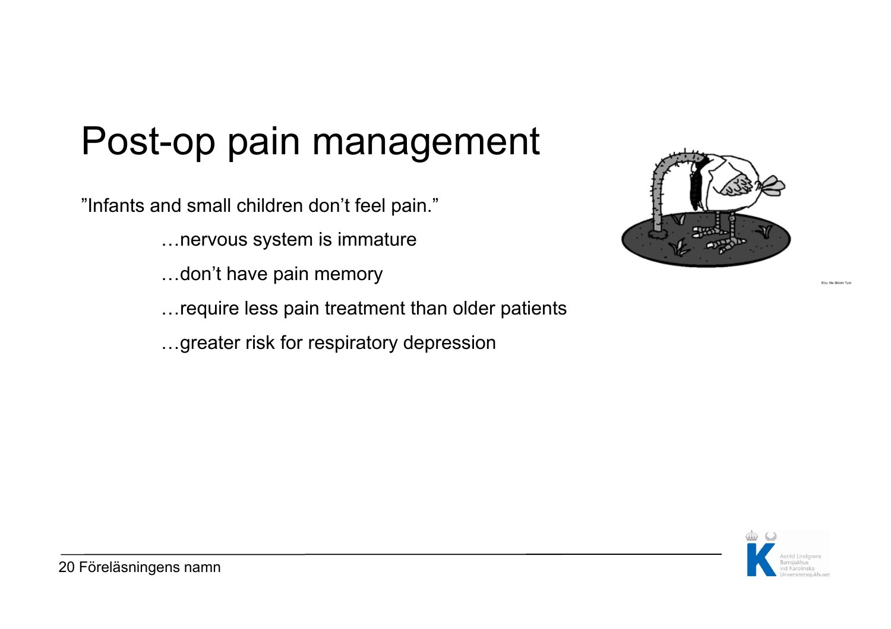# Post-op pain management

"Infants and small children don't feel pain."

…nervous system is immature

…don't have pain memory

…require less pain treatment than older patients

…greater risk for respiratory depression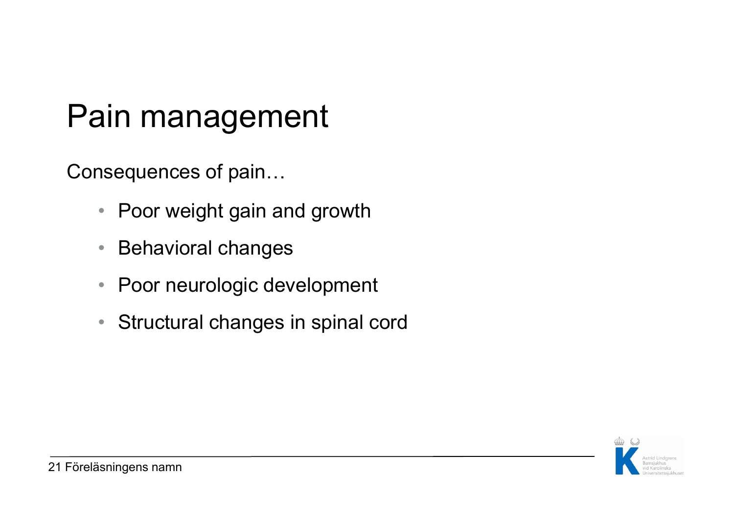# Pain management

Consequences of pain…

- Poor weight gain and growth
- Behavioral changes
- Poor neurologic development
- Structural changes in spinal cord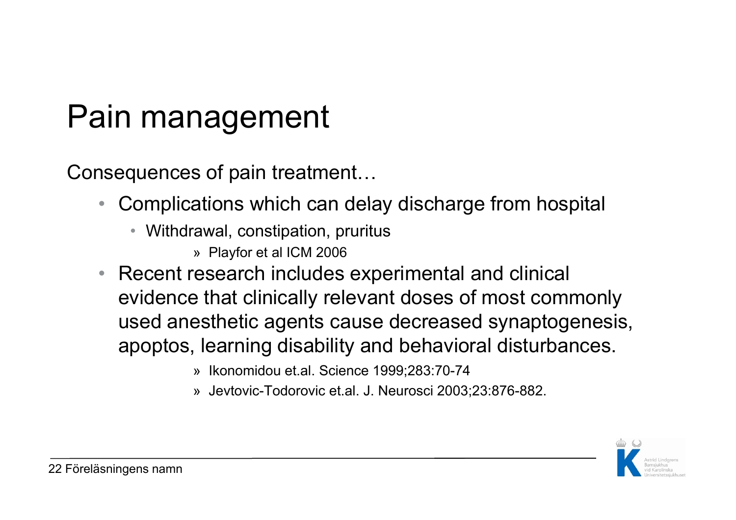# Pain management

Consequences of pain treatment…

- Complications which can delay discharge from hospital
  - Withdrawal, constipation, pruritus
    - » Playfor et al ICM 2006
- Recent research includes experimental and clinical evidence that clinically relevant doses of most commonly used anesthetic agents cause decreased synaptogenesis, apoptos, learning disability and behavioral disturbances.
    - » Ikonomidou et.al. Science 1999;283:70-74
    - » Jevtovic-Todorovic et.al. J. Neurosci 2003;23:876-882.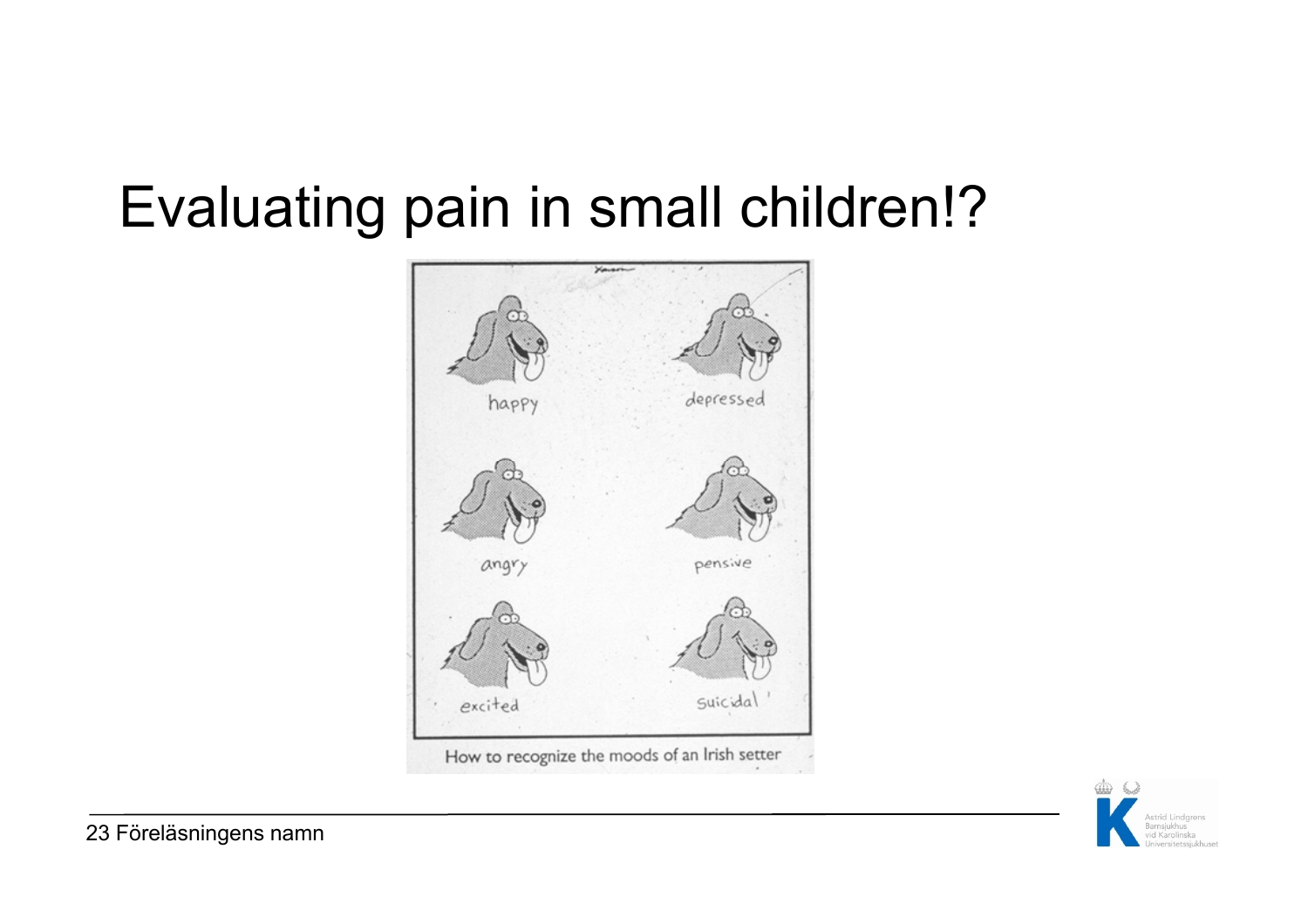# Evaluating pain in small children!?

happy

depressed

angry

pensive

excited

suicidal

How to recognize the moods of an Irish setter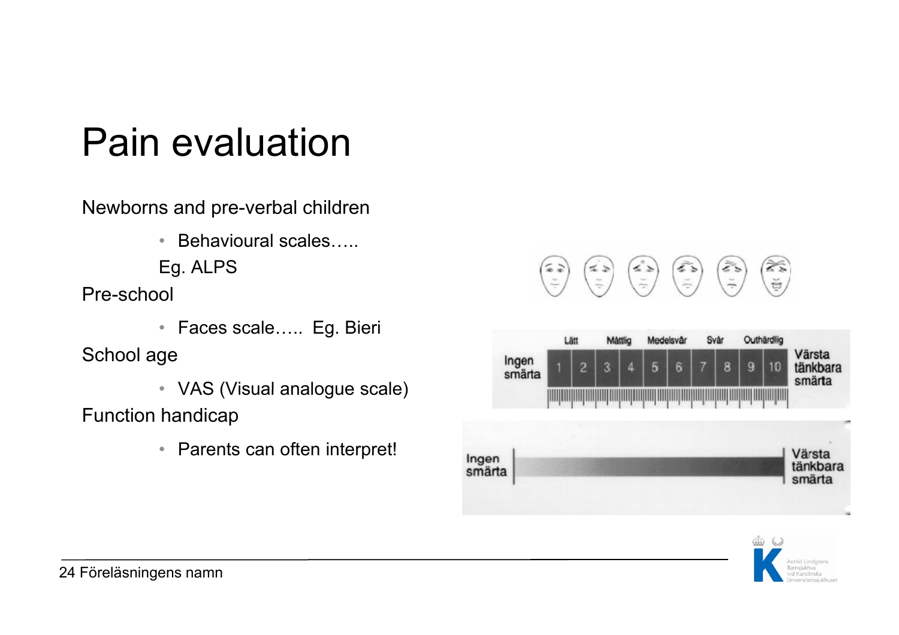# Pain evaluation

Newborns and pre-verbal children

- Behavioural scales…..

Eg. ALPS

Pre-school

- Faces scale….. Eg. Bieri

School age

- VAS (Visual analogue scale)

Function handicap

- Parents can often interpret!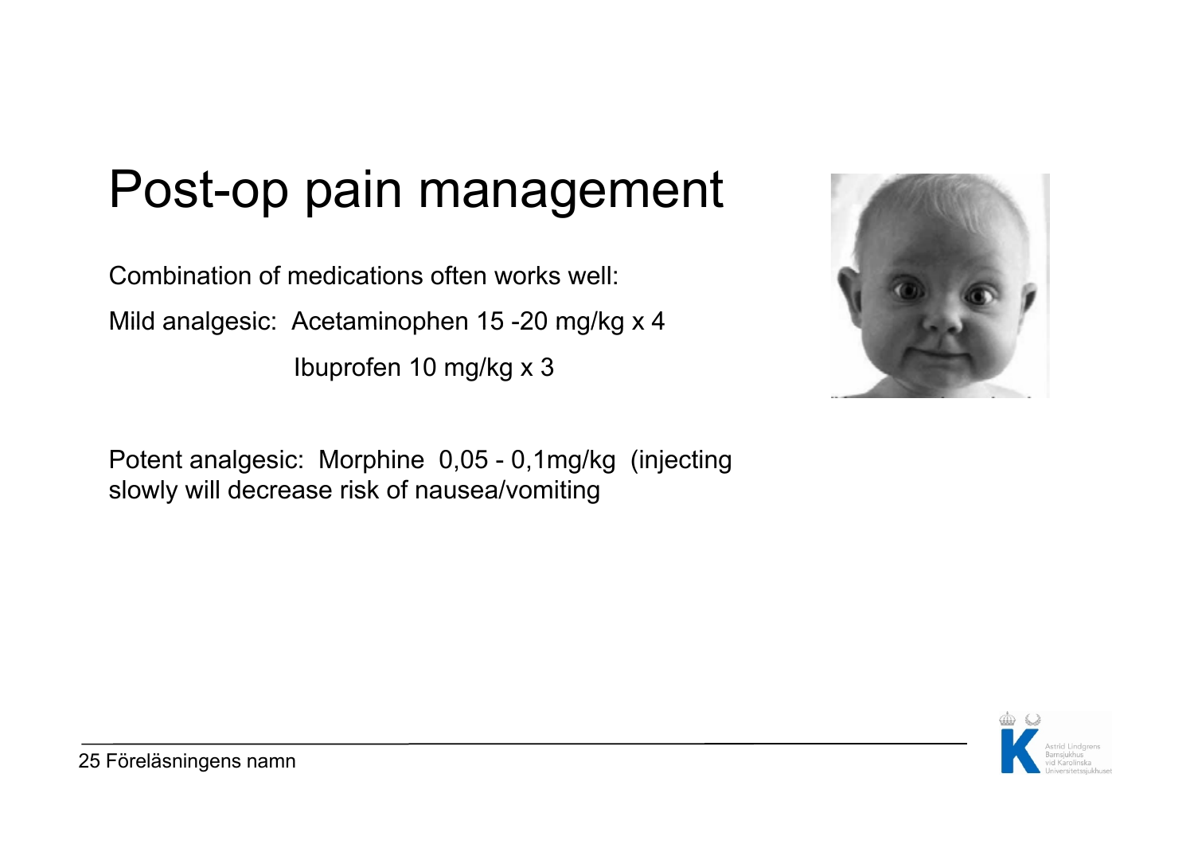# Post-op pain management

Combination of medications often works well:

Mild analgesic: Acetaminophen 15 -20 mg/kg x 4

Ibuprofen 10 mg/kg x 3

Potent analgesic: Morphine 0,05 - 0,1mg/kg (injecting slowly will decrease risk of nausea/vomiting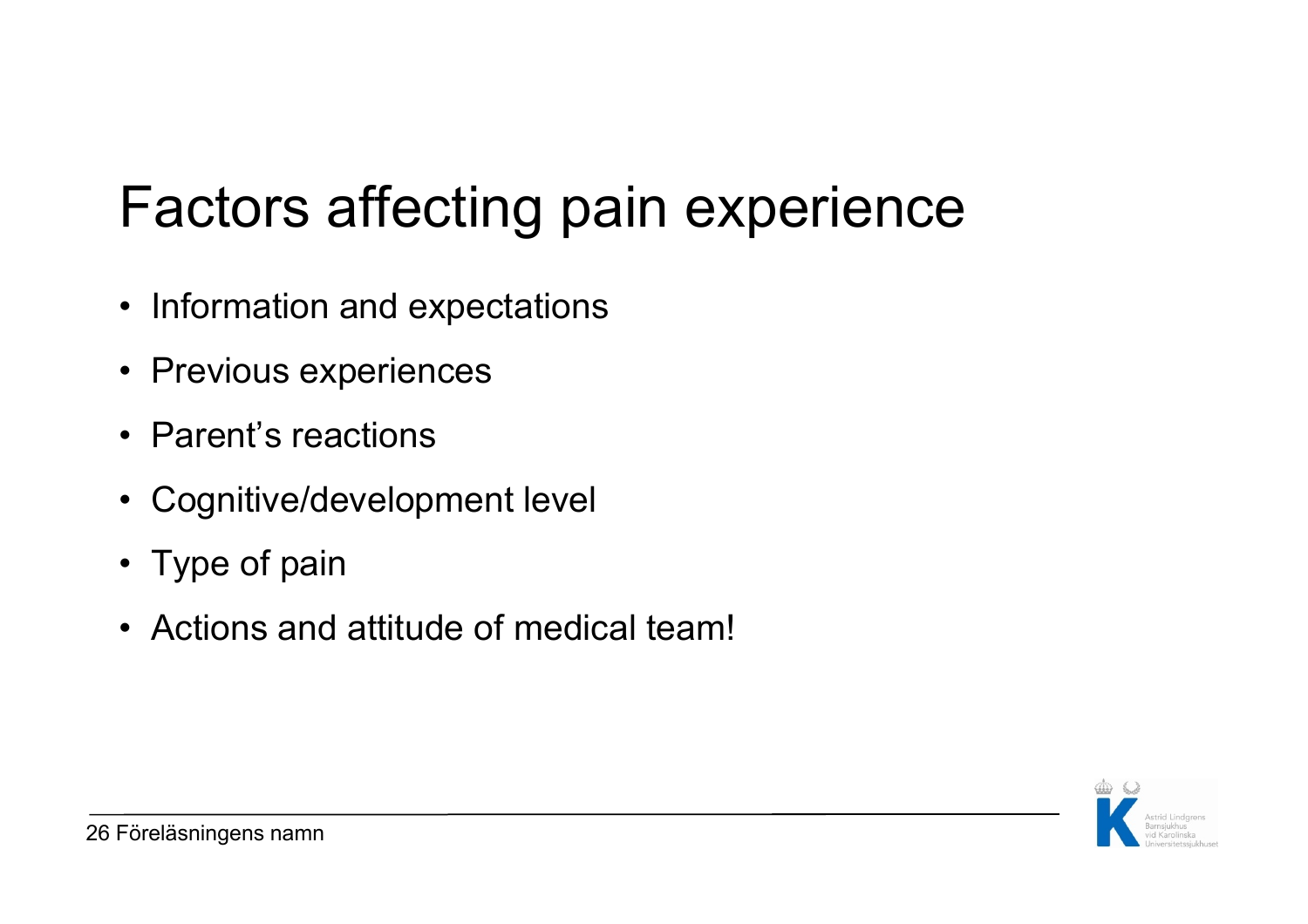# Factors affecting pain experience

- Information and expectations
- Previous experiences
- Parent’s reactions
- Cognitive/development level
- Type of pain
- Actions and attitude of medical team!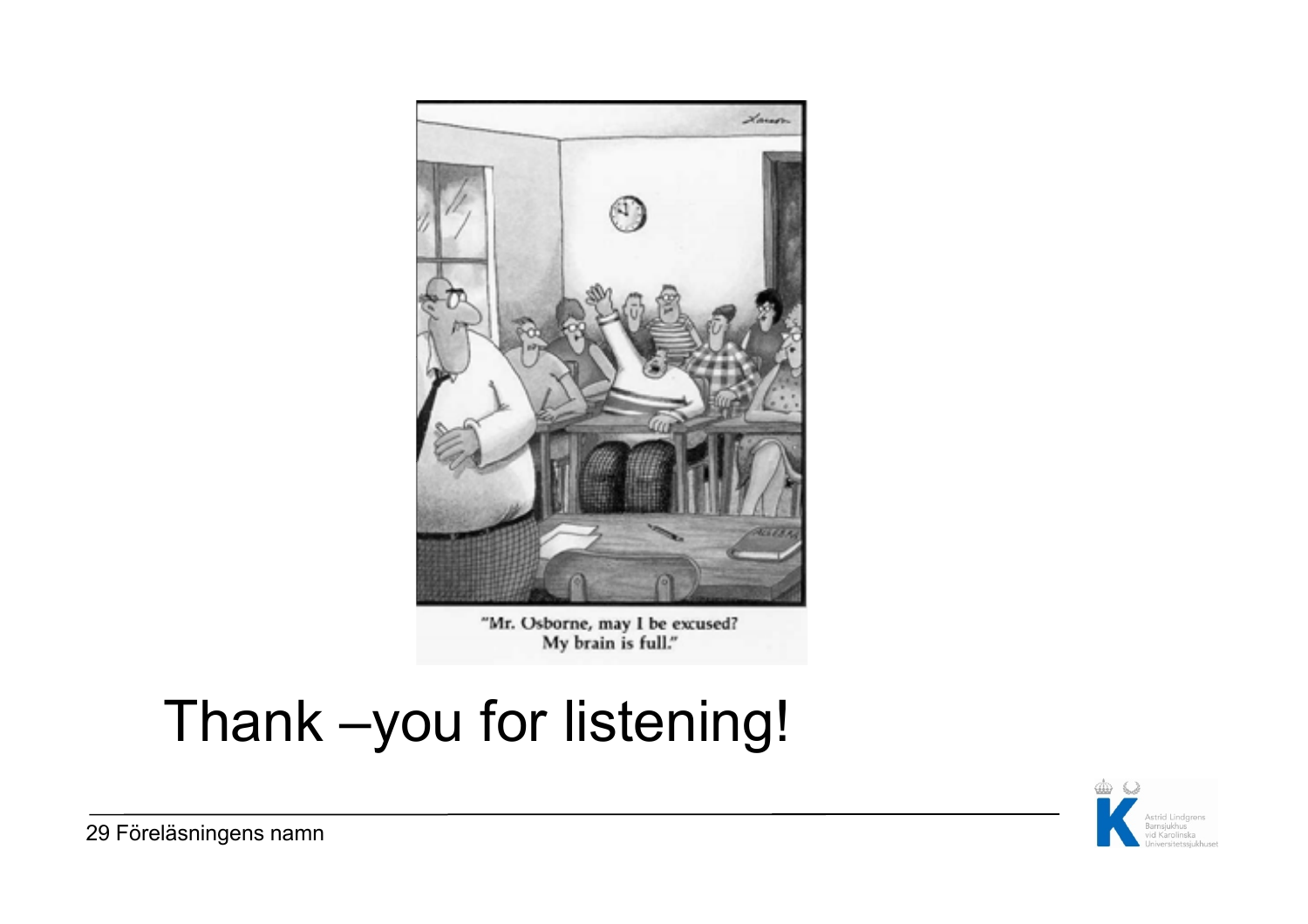"Mr. Osborne, may I be excused? My brain is full."

# Thank –you for listening!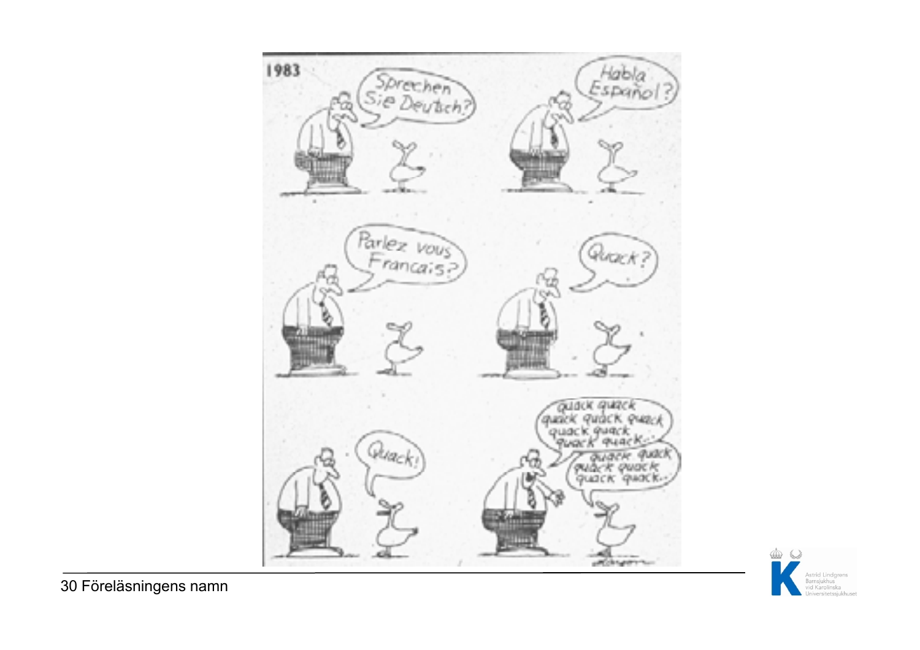1983

Sprechen Sie Deutsch?

Habla Español?

Parlez vous Francais?

Quack?

Quack!

quack quack quack quack quack quack quack quack quack...

quack quack quack quack quack quack...